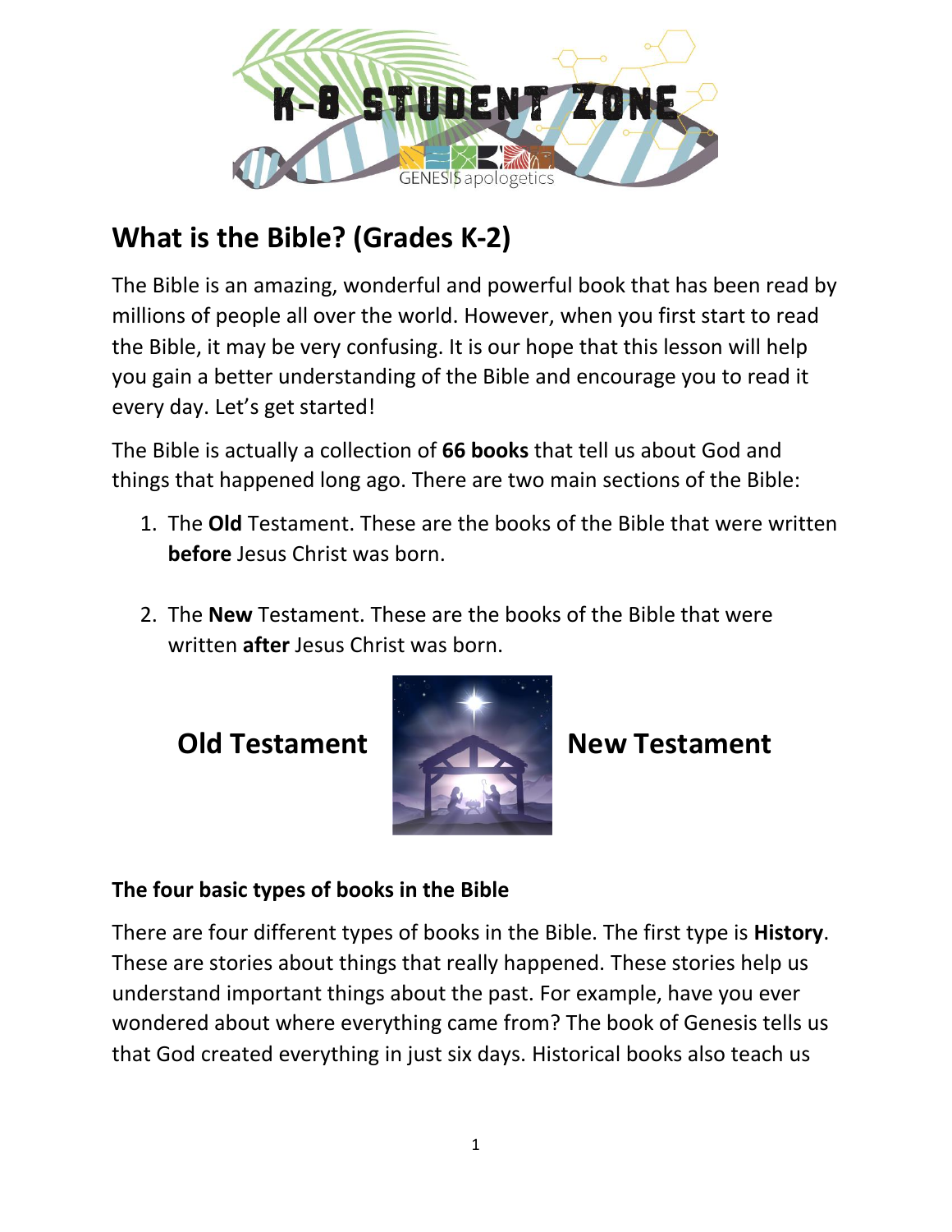# What is the Bible? (Grades K-2)

The Bible is an amazing, wonderful and powerful book that has been read by millions of people all over the world. However, when you first start to read the Bible, it may be very confusing. It is our hope that this lesson will help you gain a better understanding of the Bible and encourage you to read it every day. Let's get started!

The Bible is actually a collection of **66 books** that tell us about God and things that happened long ago. There are two main sections of the Bible:

1. The **Old** Testament. These are the books of the Bible that were written **before** Jesus Christ was born.

2. The **New** Testament. These are the books of the Bible that were written **after** Jesus Christ was born.

**Old Testament** **New Testament**

### The four basic types of books in the Bible

There are four different types of books in the Bible. The first type is **History**. These are stories about things that really happened. These stories help us understand important things about the past. For example, have you ever wondered about where everything came from? The book of Genesis tells us that God created everything in just six days. Historical books also teach us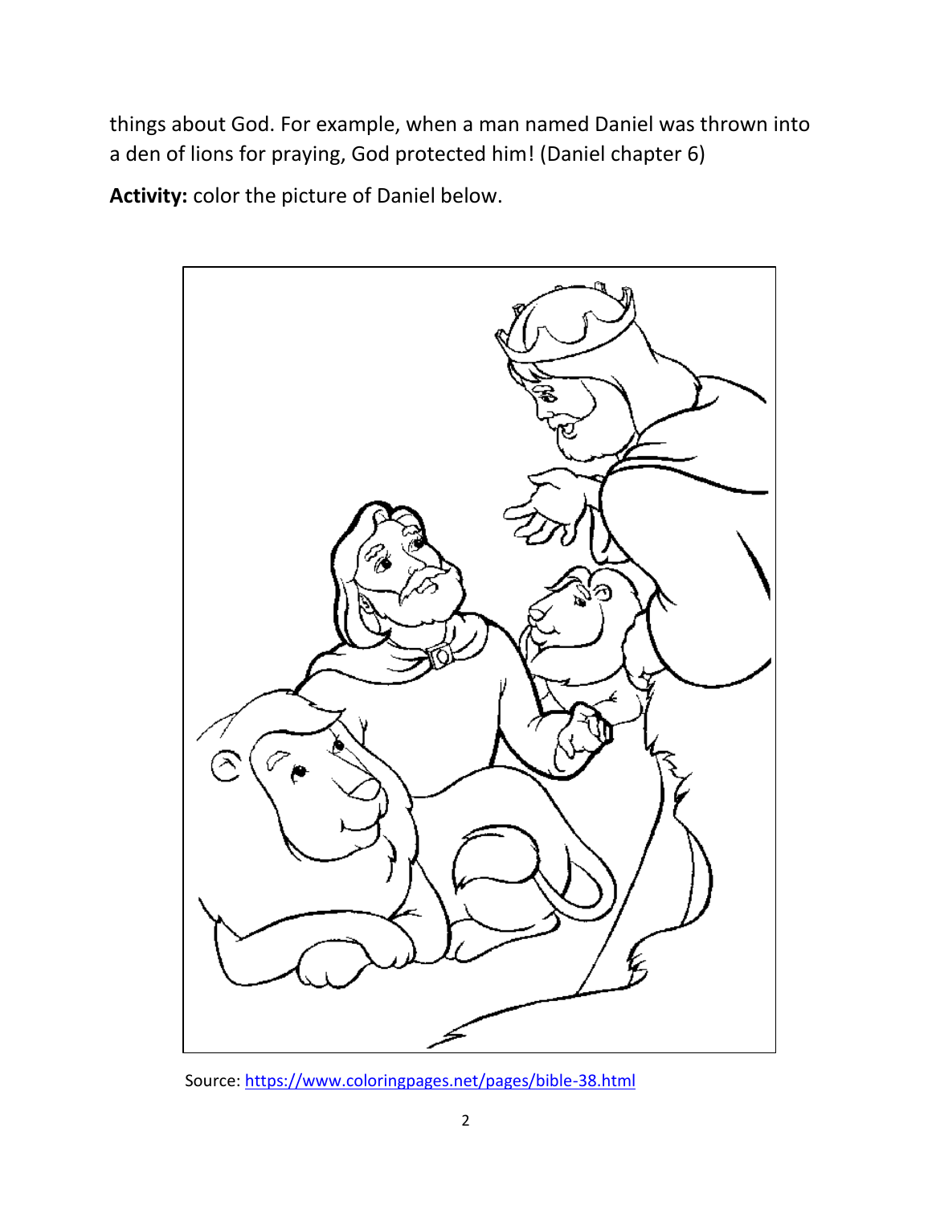things about God. For example, when a man named Daniel was thrown into a den of lions for praying, God protected him! (Daniel chapter 6)

**Activity:** color the picture of Daniel below.

Source: [https://www.coloringpages.net/pages/bible-38.html](https://www.coloringpages.net/pages/bible-38.html)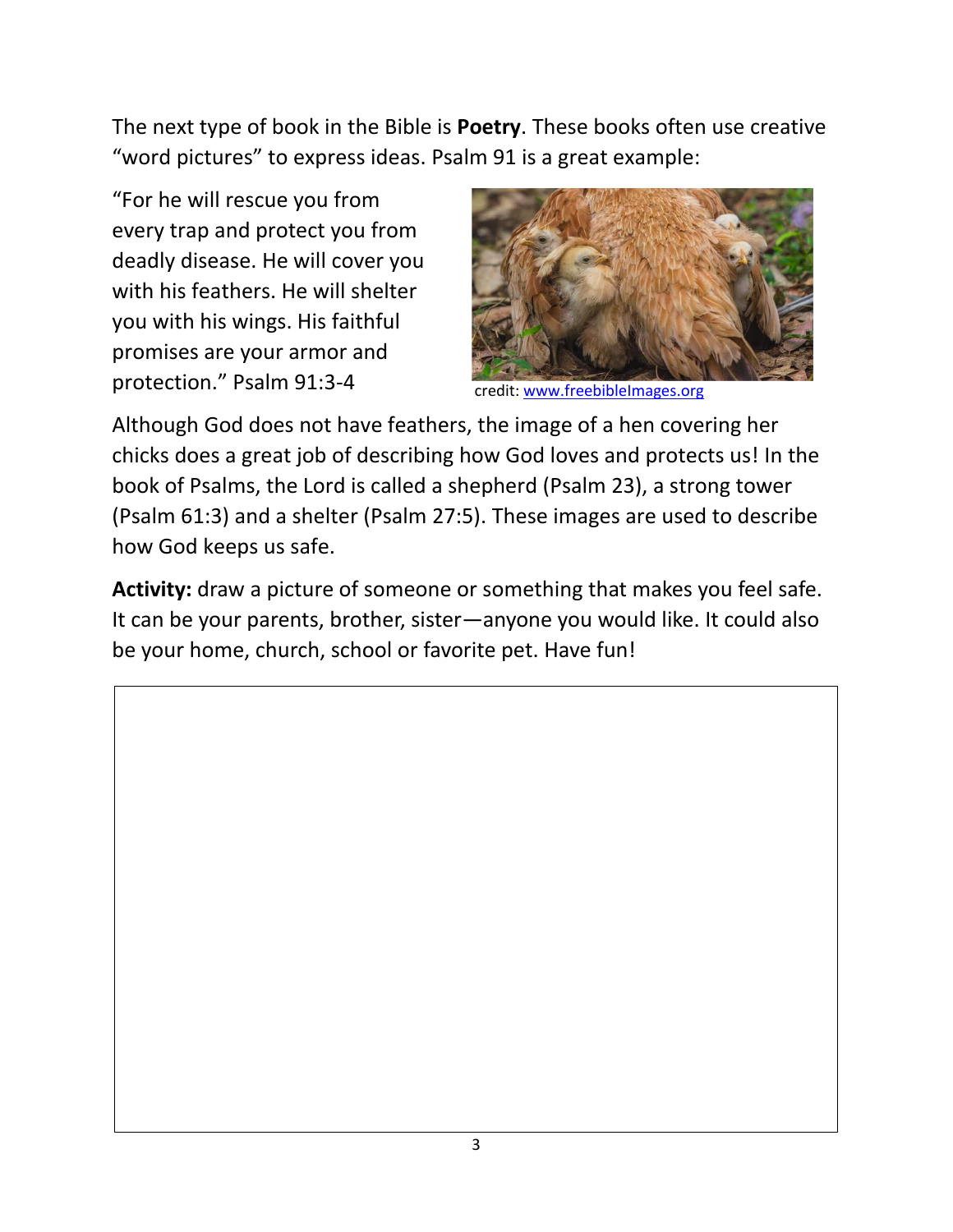The next type of book in the Bible is **Poetry**. These books often use creative "word pictures" to express ideas. Psalm 91 is a great example:

"For he will rescue you from every trap and protect you from deadly disease. He will cover you with his feathers. He will shelter you with his wings. His faithful promises are your armor and protection." Psalm 91:3-4

credit: www.freebibleImages.org

Although God does not have feathers, the image of a hen covering her chicks does a great job of describing how God loves and protects us! In the book of Psalms, the Lord is called a shepherd (Psalm 23), a strong tower (Psalm 61:3) and a shelter (Psalm 27:5). These images are used to describe how God keeps us safe.

**Activity:** draw a picture of someone or something that makes you feel safe. It can be your parents, brother, sister—anyone you would like. It could also be your home, church, school or favorite pet. Have fun!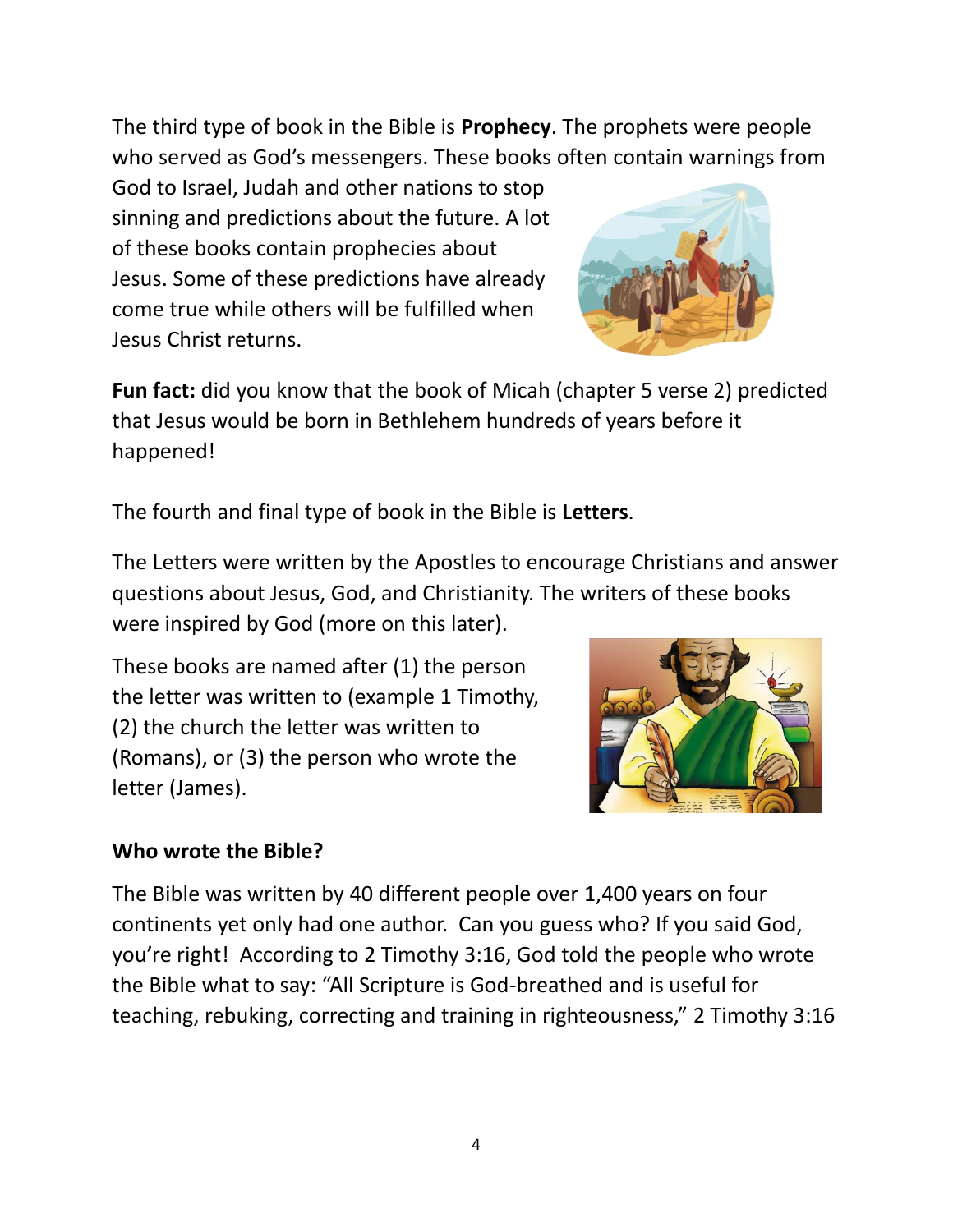The third type of book in the Bible is **Prophecy**. The prophets were people who served as God's messengers. These books often contain warnings from God to Israel, Judah and other nations to stop sinning and predictions about the future. A lot of these books contain prophecies about Jesus. Some of these predictions have already come true while others will be fulfilled when Jesus Christ returns.

**Fun fact:** did you know that the book of Micah (chapter 5 verse 2) predicted that Jesus would be born in Bethlehem hundreds of years before it happened!

The fourth and final type of book in the Bible is **Letters**.

The Letters were written by the Apostles to encourage Christians and answer questions about Jesus, God, and Christianity. The writers of these books were inspired by God (more on this later).

These books are named after (1) the person the letter was written to (example 1 Timothy, (2) the church the letter was written to (Romans), or (3) the person who wrote the letter (James).

**Who wrote the Bible?**

The Bible was written by 40 different people over 1,400 years on four continents yet only had one author. Can you guess who? If you said God, you're right! According to 2 Timothy 3:16, God told the people who wrote the Bible what to say: "All Scripture is God-breathed and is useful for teaching, rebuking, correcting and training in righteousness," 2 Timothy 3:16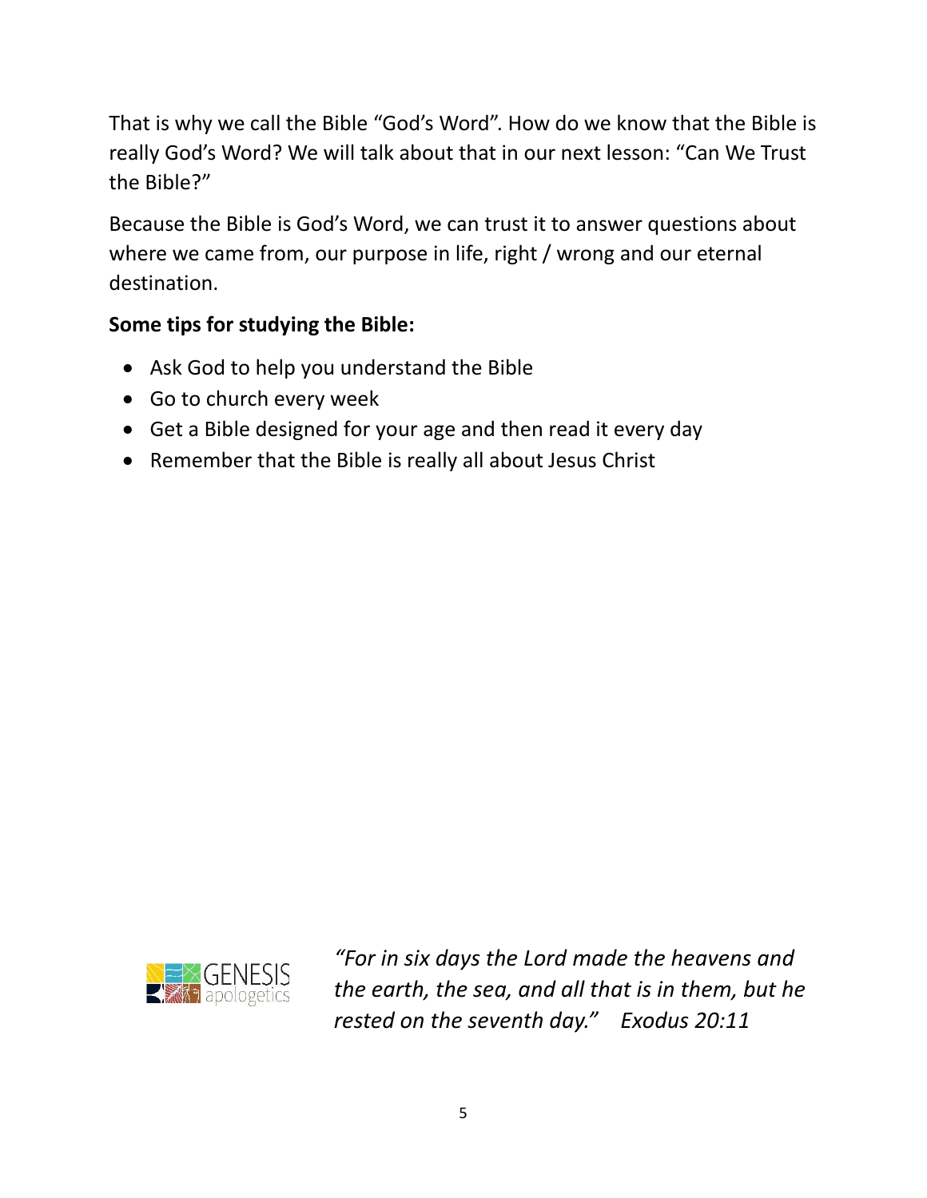That is why we call the Bible "God's Word". How do we know that the Bible is really God's Word? We will talk about that in our next lesson: "Can We Trust the Bible?"

Because the Bible is God's Word, we can trust it to answer questions about where we came from, our purpose in life, right / wrong and our eternal destination.

**Some tips for studying the Bible:**

- Ask God to help you understand the Bible
- Go to church every week
- Get a Bible designed for your age and then read it every day
- Remember that the Bible is really all about Jesus Christ

GENESIS apologetics

*"For in six days the Lord made the heavens and the earth, the sea, and all that is in them, but he rested on the seventh day." Exodus 20:11*